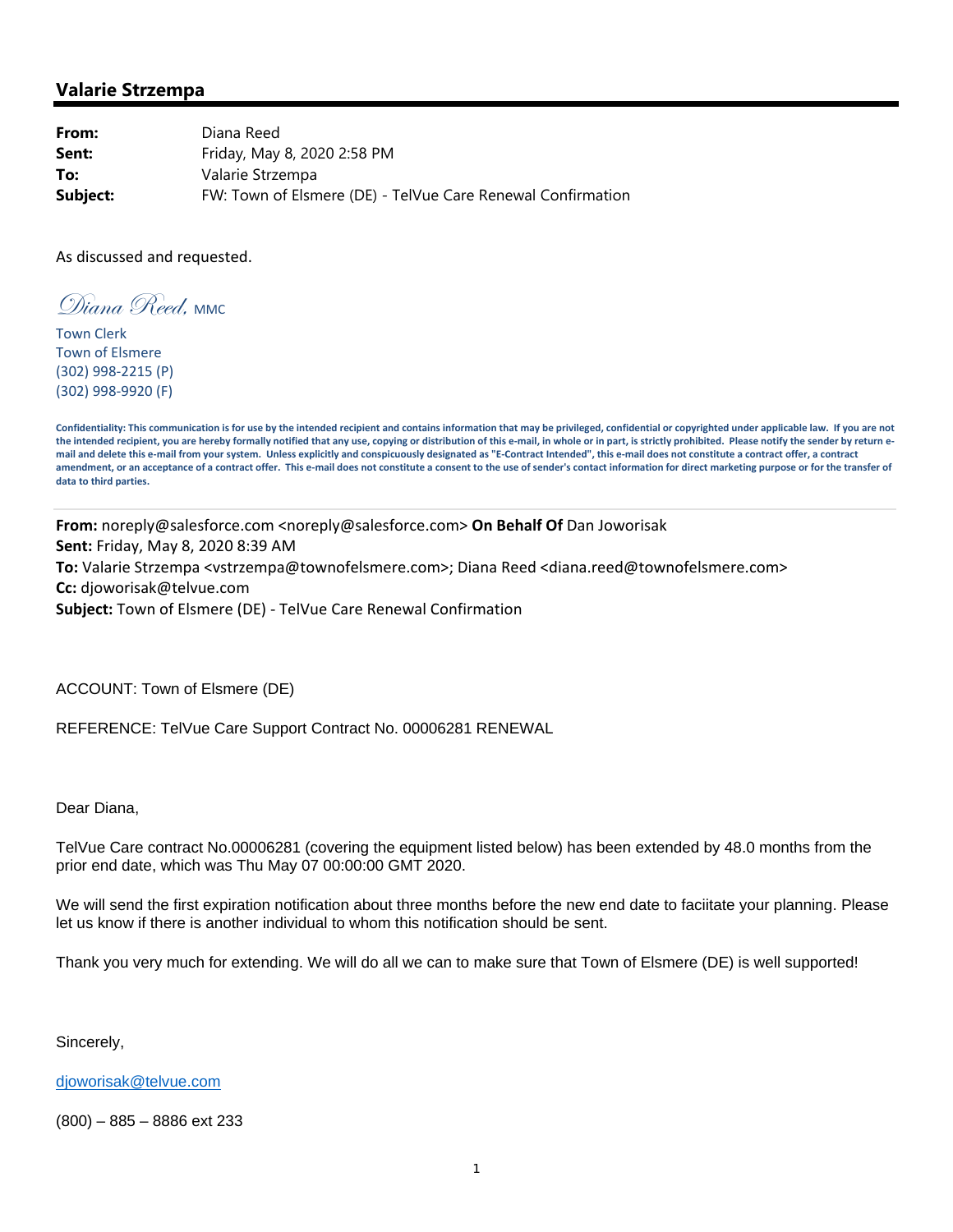## Valarie Strzempa

**From:** Diana Reed
**Sent:** Friday, May 8, 2020 2:58 PM
**To:** Valarie Strzempa
**Subject:** FW: Town of Elsmere (DE) - TelVue Care Renewal Confirmation

As discussed and requested.

*Diana Reed*, MMC
Town Clerk
Town of Elsmere
(302) 998-2215 (P)
(302) 998-9920 (F)

**Confidentiality: This communication is for use by the intended recipient and contains information that may be privileged, confidential or copyrighted under applicable law. If you are not the intended recipient, you are hereby formally notified that any use, copying or distribution of this e-mail, in whole or in part, is strictly prohibited. Please notify the sender by return e-mail and delete this e-mail from your system. Unless explicitly and conspicuously designated as "E-Contract Intended", this e-mail does not constitute a contract offer, a contract amendment, or an acceptance of a contract offer. This e-mail does not constitute a consent to the use of sender's contact information for direct marketing purpose or for the transfer of data to third parties.**

---

**From:** noreply@salesforce.com <noreply@salesforce.com> **On Behalf Of** Dan Joworisak
**Sent:** Friday, May 8, 2020 8:39 AM
**To:** Valarie Strzempa <vstrzempa@townofelsmere.com>; Diana Reed <diana.reed@townofelsmere.com>
**Cc:** djoworisak@telvue.com
**Subject:** Town of Elsmere (DE) - TelVue Care Renewal Confirmation

ACCOUNT: Town of Elsmere (DE)

REFERENCE: TelVue Care Support Contract No. 00006281 RENEWAL

Dear Diana,

TelVue Care contract No.00006281 (covering the equipment listed below) has been extended by 48.0 months from the prior end date, which was Thu May 07 00:00:00 GMT 2020.

We will send the first expiration notification about three months before the new end date to faciitate your planning. Please let us know if there is another individual to whom this notification should be sent.

Thank you very much for extending. We will do all we can to make sure that Town of Elsmere (DE) is well supported!

Sincerely,

djoworisak@telvue.com

(800) – 885 – 8886 ext 233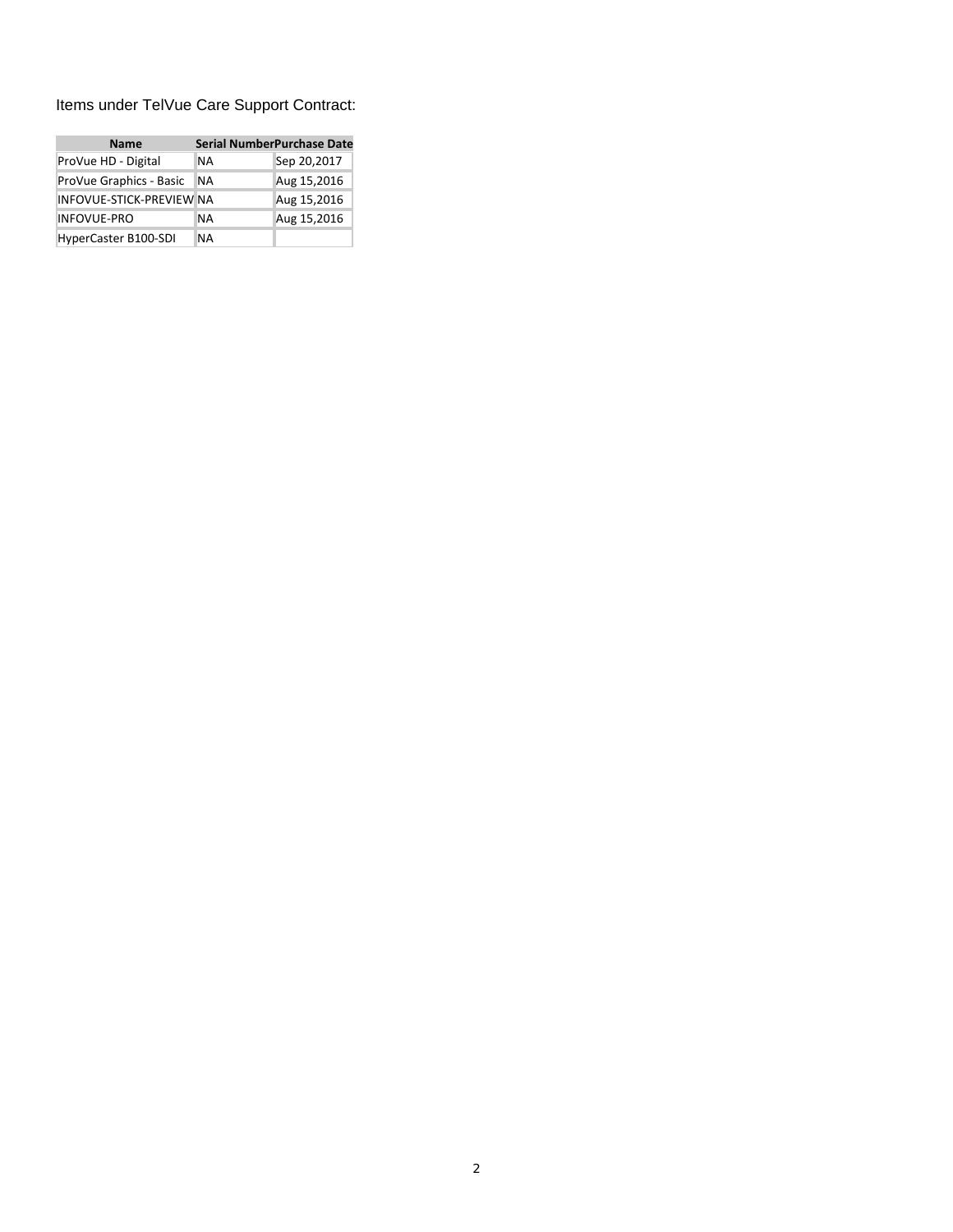Items under TelVue Care Support Contract:

| Name | Serial Number | Purchase Date |
| --- | --- | --- |
| ProVue HD - Digital | NA | Sep 20,2017 |
| ProVue Graphics - Basic | NA | Aug 15,2016 |
| INFOVUE-STICK-PREVIEW | NA | Aug 15,2016 |
| INFOVUE-PRO | NA | Aug 15,2016 |
| HyperCaster B100-SDI | NA | |